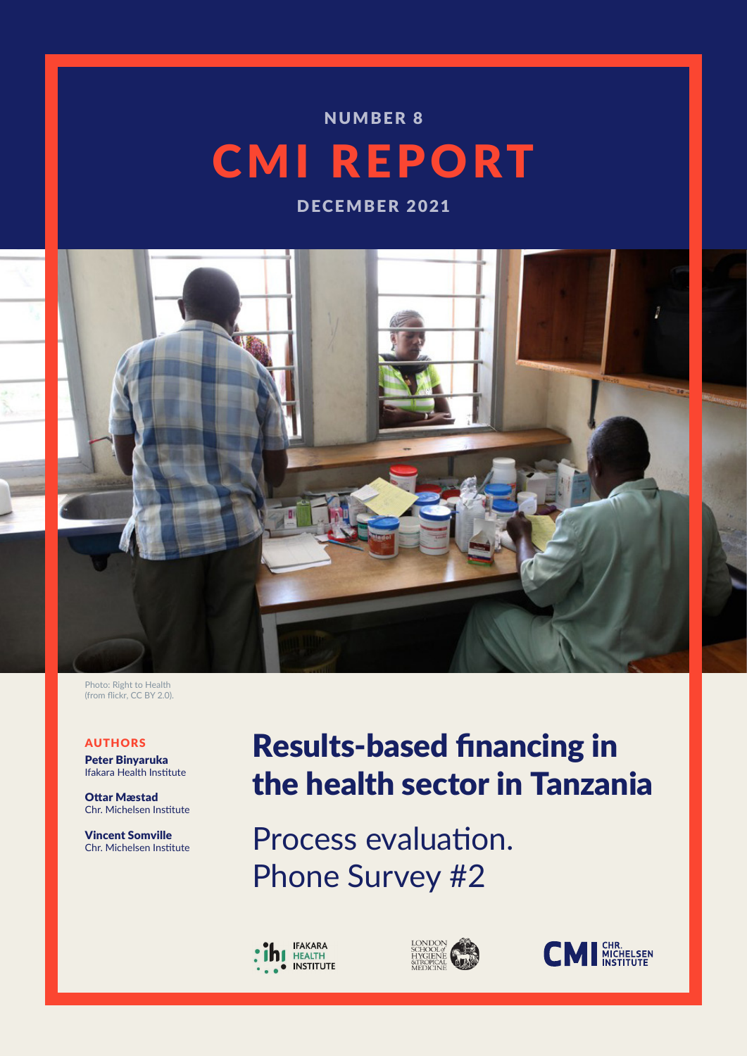NUMBER 8

# CMI REPORT

DECEMBER 2021

Photo: Right to Health (from flickr, CC BY 2.0).

**AUTHORS**

**Peter Binyaruka**
Ifakara Health Institute

**Ottar Mæstad**
Chr. Michelsen Institute

**Vincent Somville**
Chr. Michelsen Institute

# Results-based financing in the health sector in Tanzania

## Process evaluation. Phone Survey #2

IFAKARA HEALTH INSTITUTE

LONDON SCHOOL of HYGIENE & TROPICAL MEDICINE

CMI CHR. MICHELSEN INSTITUTE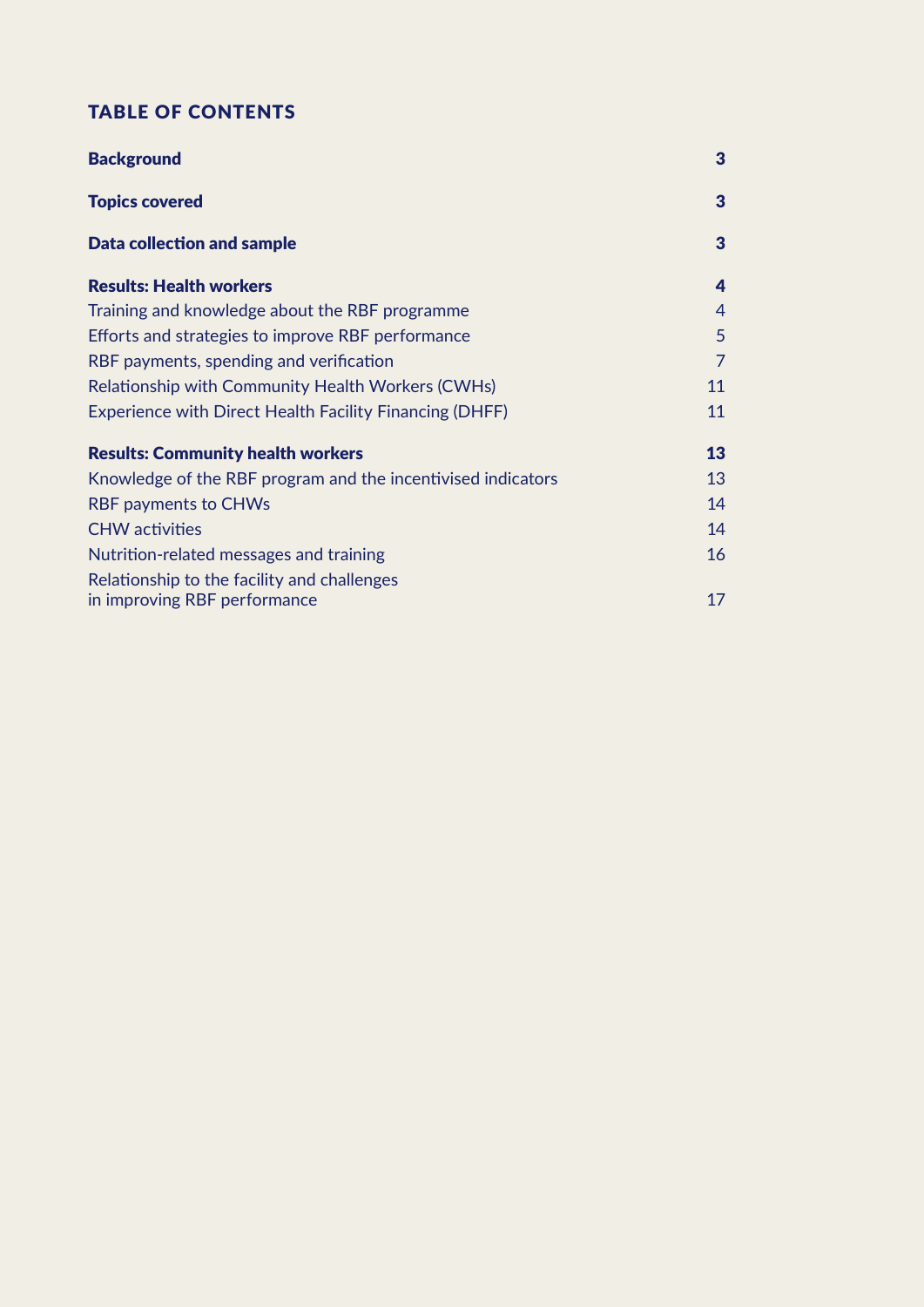## TABLE OF CONTENTS

| | |
|---|---|
| **Background** | **3** |
| **Topics covered** | **3** |
| **Data collection and sample** | **3** |
| **Results: Health workers** | **4** |
| Training and knowledge about the RBF programme | 4 |
| Efforts and strategies to improve RBF performance | 5 |
| RBF payments, spending and verification | 7 |
| Relationship with Community Health Workers (CWHs) | 11 |
| Experience with Direct Health Facility Financing (DHFF) | 11 |
| **Results: Community health workers** | **13** |
| Knowledge of the RBF program and the incentivised indicators | 13 |
| RBF payments to CHWs | 14 |
| CHW activities | 14 |
| Nutrition-related messages and training | 16 |
| Relationship to the facility and challenges in improving RBF performance | 17 |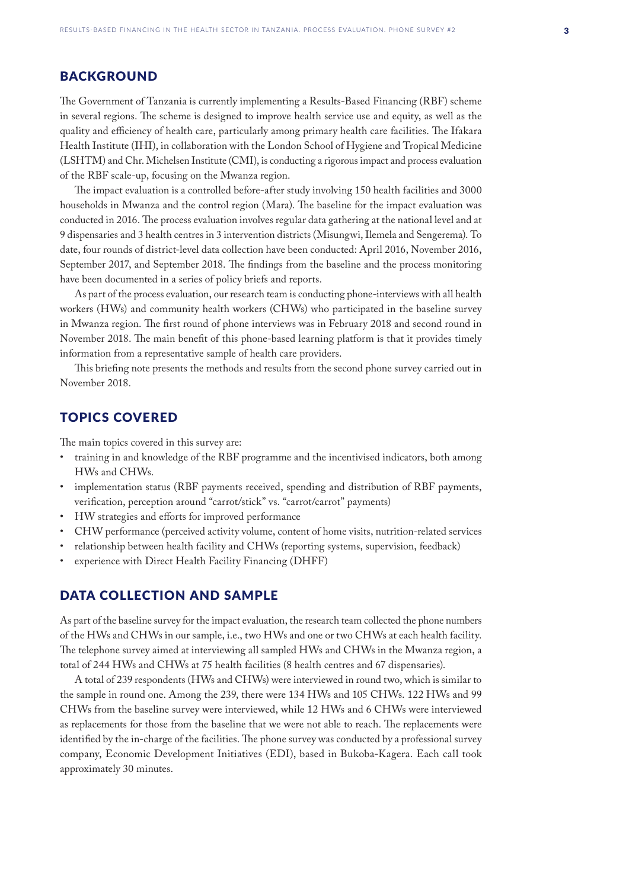## BACKGROUND

The Government of Tanzania is currently implementing a Results-Based Financing (RBF) scheme in several regions. The scheme is designed to improve health service use and equity, as well as the quality and efficiency of health care, particularly among primary health care facilities. The Ifakara Health Institute (IHI), in collaboration with the London School of Hygiene and Tropical Medicine (LSHTM) and Chr. Michelsen Institute (CMI), is conducting a rigorous impact and process evaluation of the RBF scale-up, focusing on the Mwanza region.

The impact evaluation is a controlled before-after study involving 150 health facilities and 3000 households in Mwanza and the control region (Mara). The baseline for the impact evaluation was conducted in 2016. The process evaluation involves regular data gathering at the national level and at 9 dispensaries and 3 health centres in 3 intervention districts (Misungwi, Ilemela and Sengerema). To date, four rounds of district-level data collection have been conducted: April 2016, November 2016, September 2017, and September 2018. The findings from the baseline and the process monitoring have been documented in a series of policy briefs and reports.

As part of the process evaluation, our research team is conducting phone-interviews with all health workers (HWs) and community health workers (CHWs) who participated in the baseline survey in Mwanza region. The first round of phone interviews was in February 2018 and second round in November 2018. The main benefit of this phone-based learning platform is that it provides timely information from a representative sample of health care providers.

This briefing note presents the methods and results from the second phone survey carried out in November 2018.

## TOPICS COVERED

The main topics covered in this survey are:

- training in and knowledge of the RBF programme and the incentivised indicators, both among HWs and CHWs.
- implementation status (RBF payments received, spending and distribution of RBF payments, verification, perception around "carrot/stick" vs. "carrot/carrot" payments)
- HW strategies and efforts for improved performance
- CHW performance (perceived activity volume, content of home visits, nutrition-related services
- relationship between health facility and CHWs (reporting systems, supervision, feedback)
- experience with Direct Health Facility Financing (DHFF)

## DATA COLLECTION AND SAMPLE

As part of the baseline survey for the impact evaluation, the research team collected the phone numbers of the HWs and CHWs in our sample, i.e., two HWs and one or two CHWs at each health facility. The telephone survey aimed at interviewing all sampled HWs and CHWs in the Mwanza region, a total of 244 HWs and CHWs at 75 health facilities (8 health centres and 67 dispensaries).

A total of 239 respondents (HWs and CHWs) were interviewed in round two, which is similar to the sample in round one. Among the 239, there were 134 HWs and 105 CHWs. 122 HWs and 99 CHWs from the baseline survey were interviewed, while 12 HWs and 6 CHWs were interviewed as replacements for those from the baseline that we were not able to reach. The replacements were identified by the in-charge of the facilities. The phone survey was conducted by a professional survey company, Economic Development Initiatives (EDI), based in Bukoba-Kagera. Each call took approximately 30 minutes.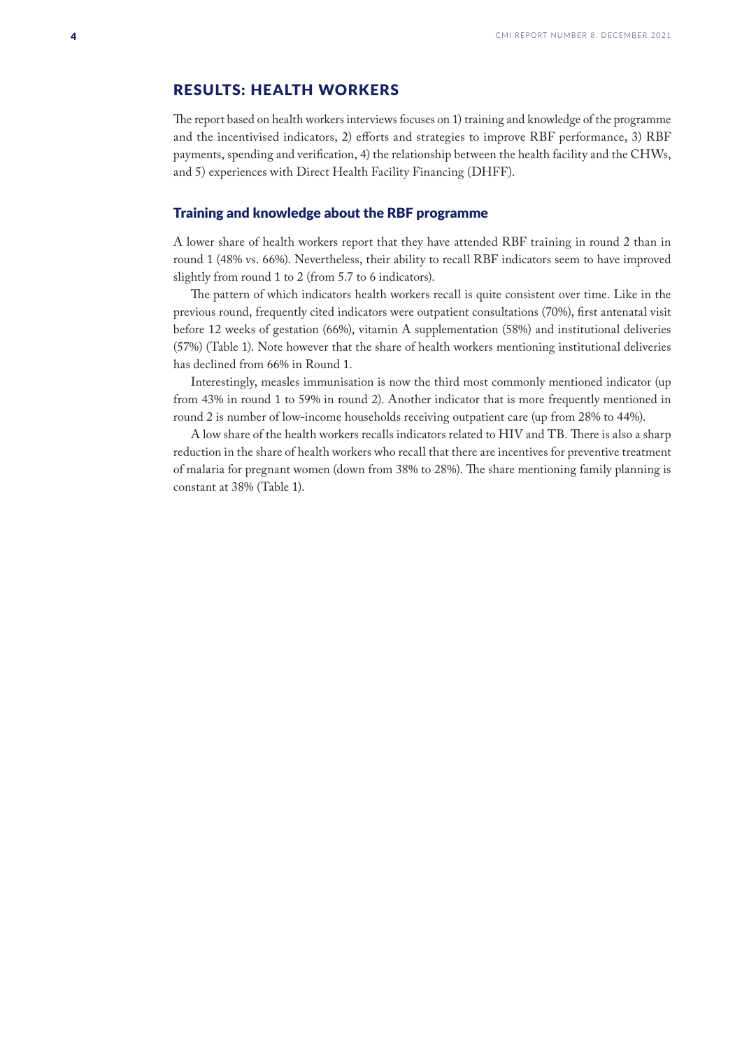## RESULTS: HEALTH WORKERS

The report based on health workers interviews focuses on 1) training and knowledge of the programme and the incentivised indicators, 2) efforts and strategies to improve RBF performance, 3) RBF payments, spending and verification, 4) the relationship between the health facility and the CHWs, and 5) experiences with Direct Health Facility Financing (DHFF).

### Training and knowledge about the RBF programme

A lower share of health workers report that they have attended RBF training in round 2 than in round 1 (48% vs. 66%). Nevertheless, their ability to recall RBF indicators seem to have improved slightly from round 1 to 2 (from 5.7 to 6 indicators).

The pattern of which indicators health workers recall is quite consistent over time. Like in the previous round, frequently cited indicators were outpatient consultations (70%), first antenatal visit before 12 weeks of gestation (66%), vitamin A supplementation (58%) and institutional deliveries (57%) (Table 1). Note however that the share of health workers mentioning institutional deliveries has declined from 66% in Round 1.

Interestingly, measles immunisation is now the third most commonly mentioned indicator (up from 43% in round 1 to 59% in round 2). Another indicator that is more frequently mentioned in round 2 is number of low-income households receiving outpatient care (up from 28% to 44%).

A low share of the health workers recalls indicators related to HIV and TB. There is also a sharp reduction in the share of health workers who recall that there are incentives for preventive treatment of malaria for pregnant women (down from 38% to 28%). The share mentioning family planning is constant at 38% (Table 1).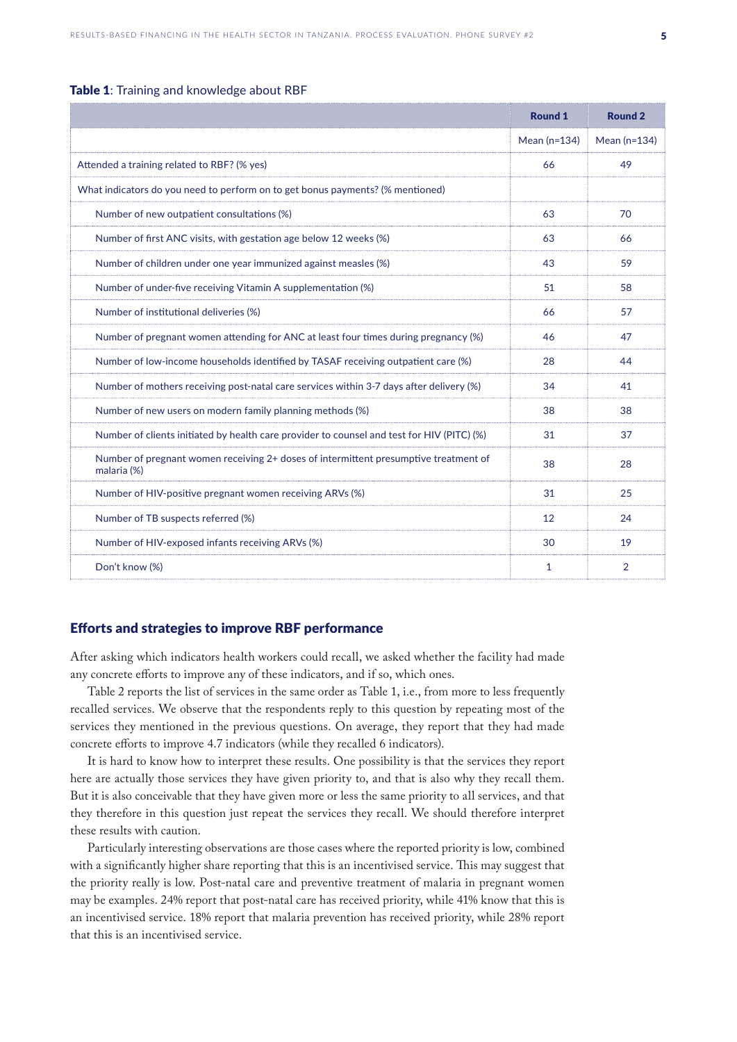**Table 1**: Training and knowledge about RBF

| | Round 1 | Round 2 |
|---|---|---|
| | Mean (n=134) | Mean (n=134) |
| Attended a training related to RBF? (% yes) | 66 | 49 |
| What indicators do you need to perform on to get bonus payments? (% mentioned) | | |
| Number of new outpatient consultations (%) | 63 | 70 |
| Number of first ANC visits, with gestation age below 12 weeks (%) | 63 | 66 |
| Number of children under one year immunized against measles (%) | 43 | 59 |
| Number of under-five receiving Vitamin A supplementation (%) | 51 | 58 |
| Number of institutional deliveries (%) | 66 | 57 |
| Number of pregnant women attending for ANC at least four times during pregnancy (%) | 46 | 47 |
| Number of low-income households identified by TASAF receiving outpatient care (%) | 28 | 44 |
| Number of mothers receiving post-natal care services within 3-7 days after delivery (%) | 34 | 41 |
| Number of new users on modern family planning methods (%) | 38 | 38 |
| Number of clients initiated by health care provider to counsel and test for HIV (PITC) (%) | 31 | 37 |
| Number of pregnant women receiving 2+ doses of intermittent presumptive treatment of malaria (%) | 38 | 28 |
| Number of HIV-positive pregnant women receiving ARVs (%) | 31 | 25 |
| Number of TB suspects referred (%) | 12 | 24 |
| Number of HIV-exposed infants receiving ARVs (%) | 30 | 19 |
| Don't know (%) | 1 | 2 |

## Efforts and strategies to improve RBF performance

After asking which indicators health workers could recall, we asked whether the facility had made any concrete efforts to improve any of these indicators, and if so, which ones.

Table 2 reports the list of services in the same order as Table 1, i.e., from more to less frequently recalled services. We observe that the respondents reply to this question by repeating most of the services they mentioned in the previous questions. On average, they report that they had made concrete efforts to improve 4.7 indicators (while they recalled 6 indicators).

It is hard to know how to interpret these results. One possibility is that the services they report here are actually those services they have given priority to, and that is also why they recall them. But it is also conceivable that they have given more or less the same priority to all services, and that they therefore in this question just repeat the services they recall. We should therefore interpret these results with caution.

Particularly interesting observations are those cases where the reported priority is low, combined with a significantly higher share reporting that this is an incentivised service. This may suggest that the priority really is low. Post-natal care and preventive treatment of malaria in pregnant women may be examples. 24% report that post-natal care has received priority, while 41% know that this is an incentivised service. 18% report that malaria prevention has received priority, while 28% report that this is an incentivised service.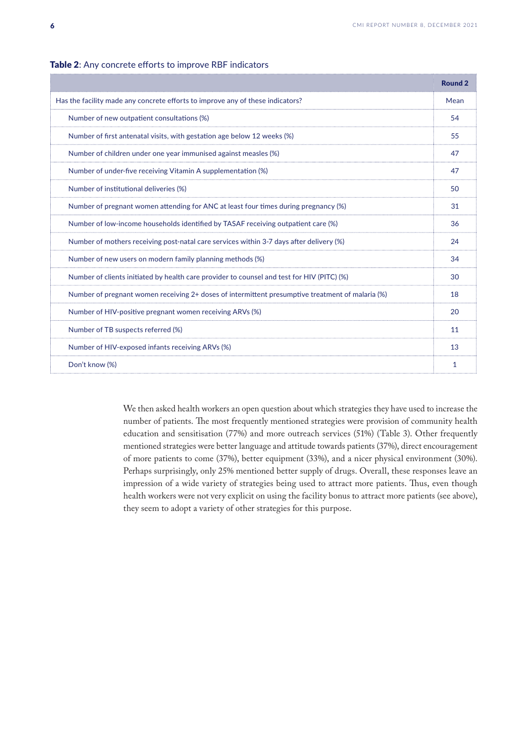**Table 2**: Any concrete efforts to improve RBF indicators

| | Round 2 |
|---|---|
| Has the facility made any concrete efforts to improve any of these indicators? | Mean |
| Number of new outpatient consultations (%) | 54 |
| Number of first antenatal visits, with gestation age below 12 weeks (%) | 55 |
| Number of children under one year immunised against measles (%) | 47 |
| Number of under-five receiving Vitamin A supplementation (%) | 47 |
| Number of institutional deliveries (%) | 50 |
| Number of pregnant women attending for ANC at least four times during pregnancy (%) | 31 |
| Number of low-income households identified by TASAF receiving outpatient care (%) | 36 |
| Number of mothers receiving post-natal care services within 3-7 days after delivery (%) | 24 |
| Number of new users on modern family planning methods (%) | 34 |
| Number of clients initiated by health care provider to counsel and test for HIV (PITC) (%) | 30 |
| Number of pregnant women receiving 2+ doses of intermittent presumptive treatment of malaria (%) | 18 |
| Number of HIV-positive pregnant women receiving ARVs (%) | 20 |
| Number of TB suspects referred (%) | 11 |
| Number of HIV-exposed infants receiving ARVs (%) | 13 |
| Don't know (%) | 1 |

We then asked health workers an open question about which strategies they have used to increase the number of patients. The most frequently mentioned strategies were provision of community health education and sensitisation (77%) and more outreach services (51%) (Table 3). Other frequently mentioned strategies were better language and attitude towards patients (37%), direct encouragement of more patients to come (37%), better equipment (33%), and a nicer physical environment (30%). Perhaps surprisingly, only 25% mentioned better supply of drugs. Overall, these responses leave an impression of a wide variety of strategies being used to attract more patients. Thus, even though health workers were not very explicit on using the facility bonus to attract more patients (see above), they seem to adopt a variety of other strategies for this purpose.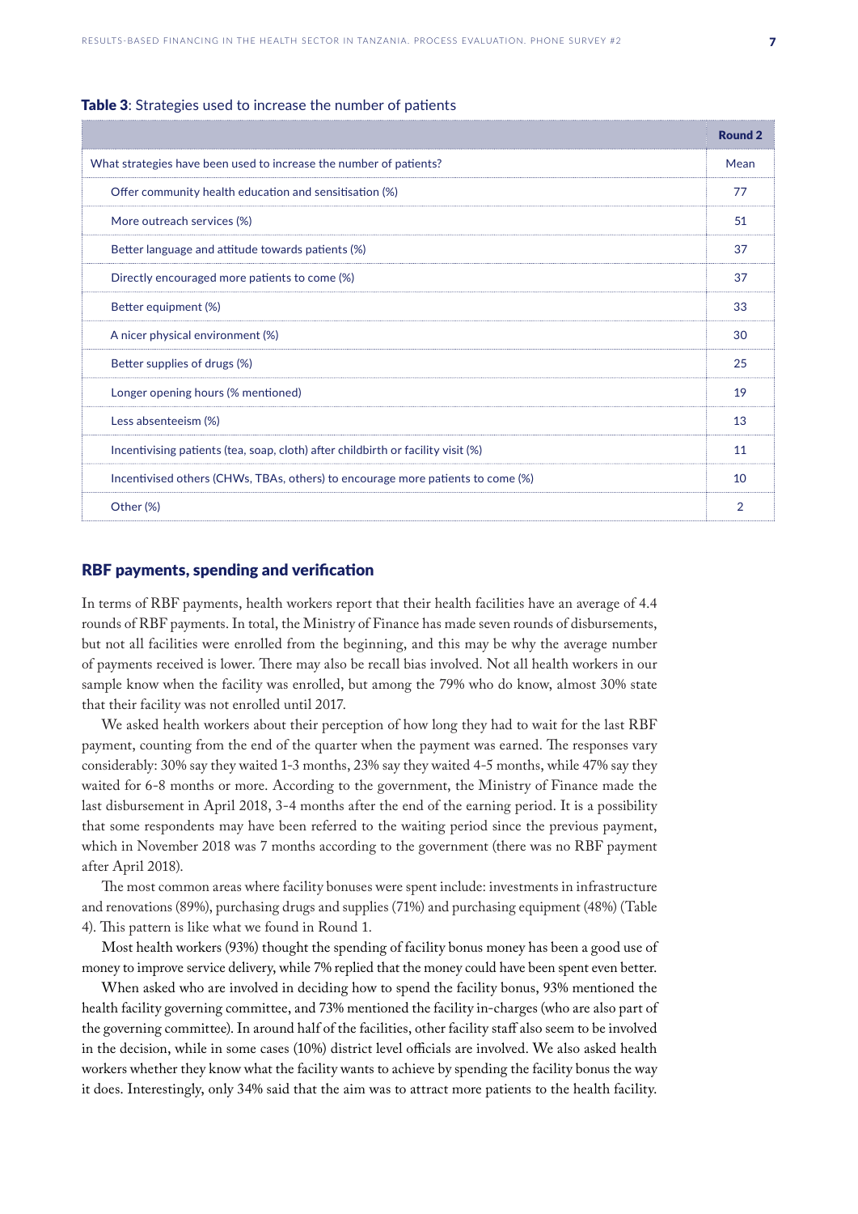**Table 3**: Strategies used to increase the number of patients

| | Round 2 |
|---|---|
| What strategies have been used to increase the number of patients? | Mean |
| Offer community health education and sensitisation (%) | 77 |
| More outreach services (%) | 51 |
| Better language and attitude towards patients (%) | 37 |
| Directly encouraged more patients to come (%) | 37 |
| Better equipment (%) | 33 |
| A nicer physical environment (%) | 30 |
| Better supplies of drugs (%) | 25 |
| Longer opening hours (% mentioned) | 19 |
| Less absenteeism (%) | 13 |
| Incentivising patients (tea, soap, cloth) after childbirth or facility visit (%) | 11 |
| Incentivised others (CHWs, TBAs, others) to encourage more patients to come (%) | 10 |
| Other (%) | 2 |

## RBF payments, spending and verification

In terms of RBF payments, health workers report that their health facilities have an average of 4.4 rounds of RBF payments. In total, the Ministry of Finance has made seven rounds of disbursements, but not all facilities were enrolled from the beginning, and this may be why the average number of payments received is lower. There may also be recall bias involved. Not all health workers in our sample know when the facility was enrolled, but among the 79% who do know, almost 30% state that their facility was not enrolled until 2017.

We asked health workers about their perception of how long they had to wait for the last RBF payment, counting from the end of the quarter when the payment was earned. The responses vary considerably: 30% say they waited 1-3 months, 23% say they waited 4-5 months, while 47% say they waited for 6-8 months or more. According to the government, the Ministry of Finance made the last disbursement in April 2018, 3-4 months after the end of the earning period. It is a possibility that some respondents may have been referred to the waiting period since the previous payment, which in November 2018 was 7 months according to the government (there was no RBF payment after April 2018).

The most common areas where facility bonuses were spent include: investments in infrastructure and renovations (89%), purchasing drugs and supplies (71%) and purchasing equipment (48%) (Table 4). This pattern is like what we found in Round 1.

Most health workers (93%) thought the spending of facility bonus money has been a good use of money to improve service delivery, while 7% replied that the money could have been spent even better.

When asked who are involved in deciding how to spend the facility bonus, 93% mentioned the health facility governing committee, and 73% mentioned the facility in-charges (who are also part of the governing committee). In around half of the facilities, other facility staff also seem to be involved in the decision, while in some cases (10%) district level officials are involved. We also asked health workers whether they know what the facility wants to achieve by spending the facility bonus the way it does. Interestingly, only 34% said that the aim was to attract more patients to the health facility.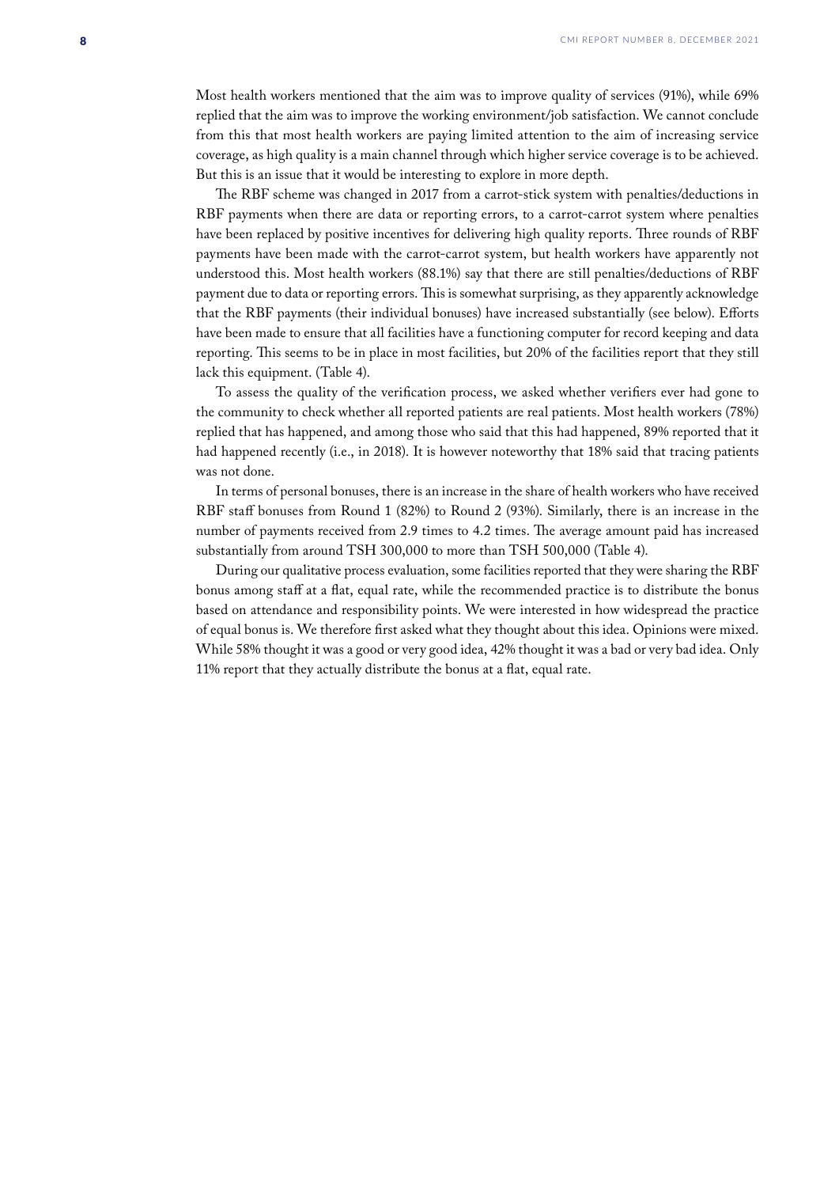Most health workers mentioned that the aim was to improve quality of services (91%), while 69% replied that the aim was to improve the working environment/job satisfaction. We cannot conclude from this that most health workers are paying limited attention to the aim of increasing service coverage, as high quality is a main channel through which higher service coverage is to be achieved. But this is an issue that it would be interesting to explore in more depth.

The RBF scheme was changed in 2017 from a carrot-stick system with penalties/deductions in RBF payments when there are data or reporting errors, to a carrot-carrot system where penalties have been replaced by positive incentives for delivering high quality reports. Three rounds of RBF payments have been made with the carrot-carrot system, but health workers have apparently not understood this. Most health workers (88.1%) say that there are still penalties/deductions of RBF payment due to data or reporting errors. This is somewhat surprising, as they apparently acknowledge that the RBF payments (their individual bonuses) have increased substantially (see below). Efforts have been made to ensure that all facilities have a functioning computer for record keeping and data reporting. This seems to be in place in most facilities, but 20% of the facilities report that they still lack this equipment. (Table 4).

To assess the quality of the verification process, we asked whether verifiers ever had gone to the community to check whether all reported patients are real patients. Most health workers (78%) replied that has happened, and among those who said that this had happened, 89% reported that it had happened recently (i.e., in 2018). It is however noteworthy that 18% said that tracing patients was not done.

In terms of personal bonuses, there is an increase in the share of health workers who have received RBF staff bonuses from Round 1 (82%) to Round 2 (93%). Similarly, there is an increase in the number of payments received from 2.9 times to 4.2 times. The average amount paid has increased substantially from around TSH 300,000 to more than TSH 500,000 (Table 4).

During our qualitative process evaluation, some facilities reported that they were sharing the RBF bonus among staff at a flat, equal rate, while the recommended practice is to distribute the bonus based on attendance and responsibility points. We were interested in how widespread the practice of equal bonus is. We therefore first asked what they thought about this idea. Opinions were mixed. While 58% thought it was a good or very good idea, 42% thought it was a bad or very bad idea. Only 11% report that they actually distribute the bonus at a flat, equal rate.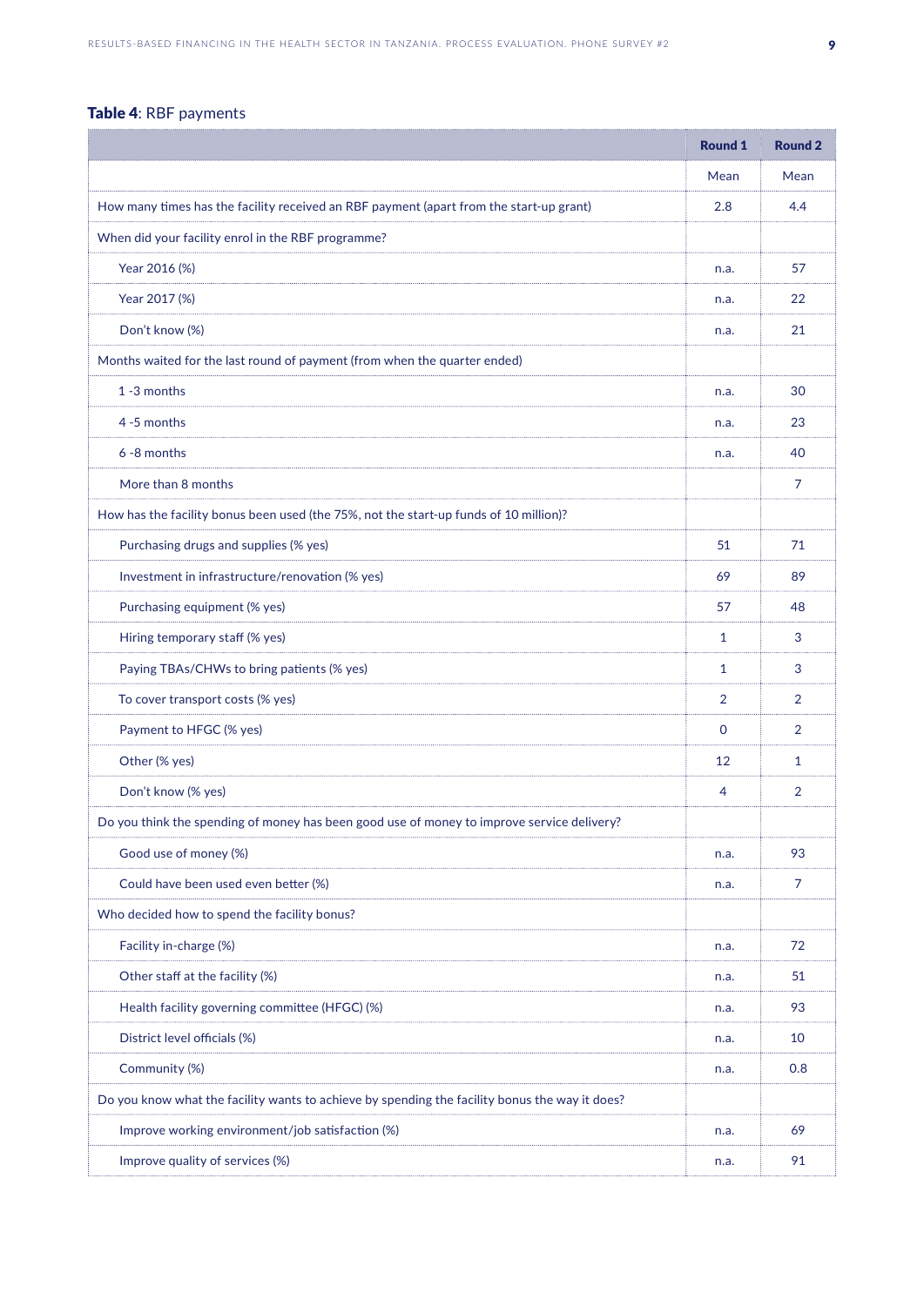**Table 4**: RBF payments

| | Round 1 | Round 2 |
|---|---|---|
| | Mean | Mean |
| How many times has the facility received an RBF payment (apart from the start-up grant) | 2.8 | 4.4 |
| When did your facility enrol in the RBF programme? | | |
| Year 2016 (%) | n.a. | 57 |
| Year 2017 (%) | n.a. | 22 |
| Don't know (%) | n.a. | 21 |
| Months waited for the last round of payment (from when the quarter ended) | | |
| 1 -3 months | n.a. | 30 |
| 4 -5 months | n.a. | 23 |
| 6 -8 months | n.a. | 40 |
| More than 8 months | | 7 |
| How has the facility bonus been used (the 75%, not the start-up funds of 10 million)? | | |
| Purchasing drugs and supplies (% yes) | 51 | 71 |
| Investment in infrastructure/renovation (% yes) | 69 | 89 |
| Purchasing equipment (% yes) | 57 | 48 |
| Hiring temporary staff (% yes) | 1 | 3 |
| Paying TBAs/CHWs to bring patients (% yes) | 1 | 3 |
| To cover transport costs (% yes) | 2 | 2 |
| Payment to HFGC (% yes) | 0 | 2 |
| Other (% yes) | 12 | 1 |
| Don't know (% yes) | 4 | 2 |
| Do you think the spending of money has been good use of money to improve service delivery? | | |
| Good use of money (%) | n.a. | 93 |
| Could have been used even better (%) | n.a. | 7 |
| Who decided how to spend the facility bonus? | | |
| Facility in-charge (%) | n.a. | 72 |
| Other staff at the facility (%) | n.a. | 51 |
| Health facility governing committee (HFGC) (%) | n.a. | 93 |
| District level officials (%) | n.a. | 10 |
| Community (%) | n.a. | 0.8 |
| Do you know what the facility wants to achieve by spending the facility bonus the way it does? | | |
| Improve working environment/job satisfaction (%) | n.a. | 69 |
| Improve quality of services (%) | n.a. | 91 |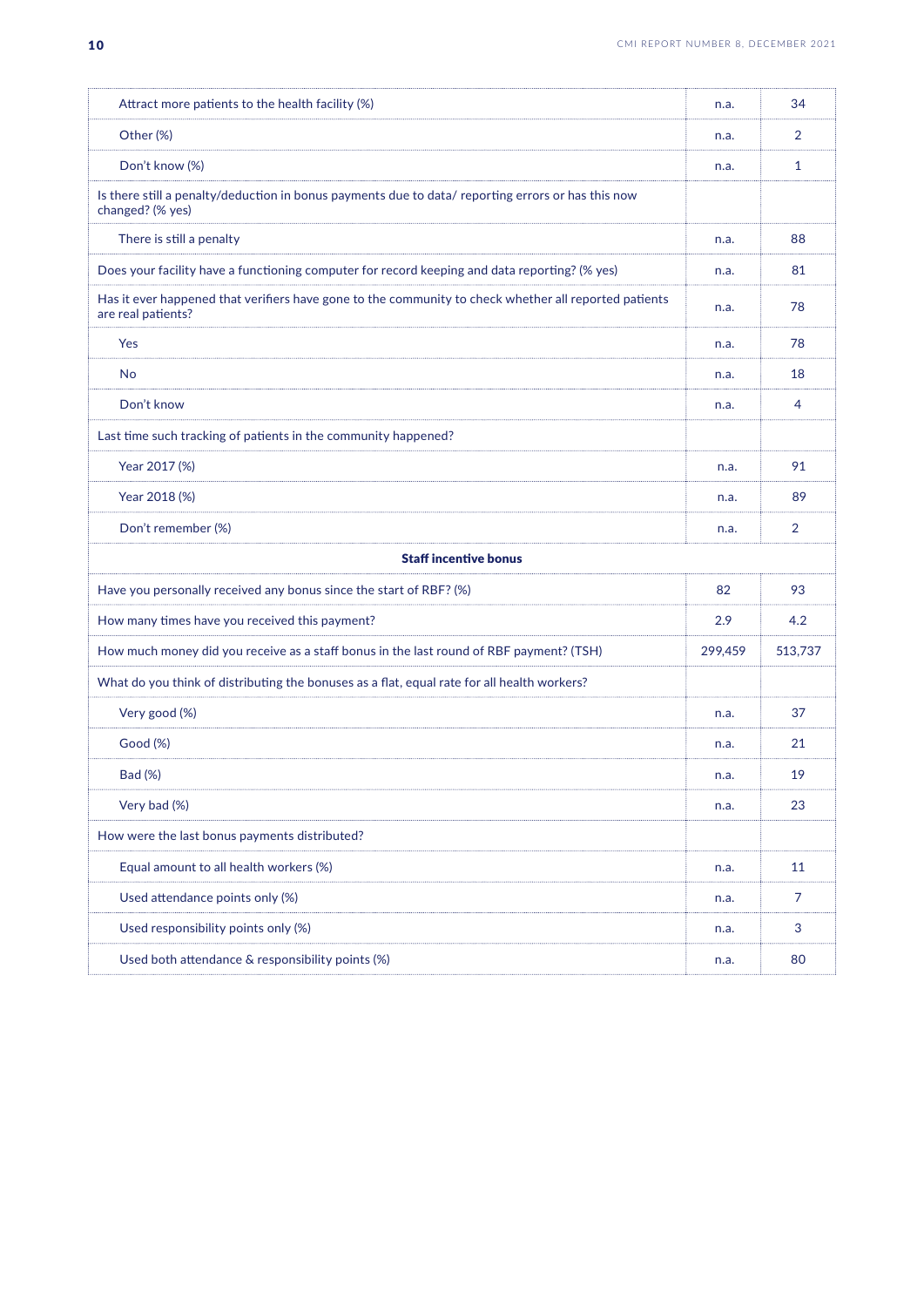| | | |
|---|---|---|
| Attract more patients to the health facility (%) | n.a. | 34 |
| Other (%) | n.a. | 2 |
| Don't know (%) | n.a. | 1 |
| Is there still a penalty/deduction in bonus payments due to data/ reporting errors or has this now changed? (% yes) | | |
| There is still a penalty | n.a. | 88 |
| Does your facility have a functioning computer for record keeping and data reporting? (% yes) | n.a. | 81 |
| Has it ever happened that verifiers have gone to the community to check whether all reported patients are real patients? | n.a. | 78 |
| Yes | n.a. | 78 |
| No | n.a. | 18 |
| Don't know | n.a. | 4 |
| Last time such tracking of patients in the community happened? | | |
| Year 2017 (%) | n.a. | 91 |
| Year 2018 (%) | n.a. | 89 |
| Don't remember (%) | n.a. | 2 |
| **Staff incentive bonus** | | |
| Have you personally received any bonus since the start of RBF? (%) | 82 | 93 |
| How many times have you received this payment? | 2.9 | 4.2 |
| How much money did you receive as a staff bonus in the last round of RBF payment? (TSH) | 299,459 | 513,737 |
| What do you think of distributing the bonuses as a flat, equal rate for all health workers? | | |
| Very good (%) | n.a. | 37 |
| Good (%) | n.a. | 21 |
| Bad (%) | n.a. | 19 |
| Very bad (%) | n.a. | 23 |
| How were the last bonus payments distributed? | | |
| Equal amount to all health workers (%) | n.a. | 11 |
| Used attendance points only (%) | n.a. | 7 |
| Used responsibility points only (%) | n.a. | 3 |
| Used both attendance & responsibility points (%) | n.a. | 80 |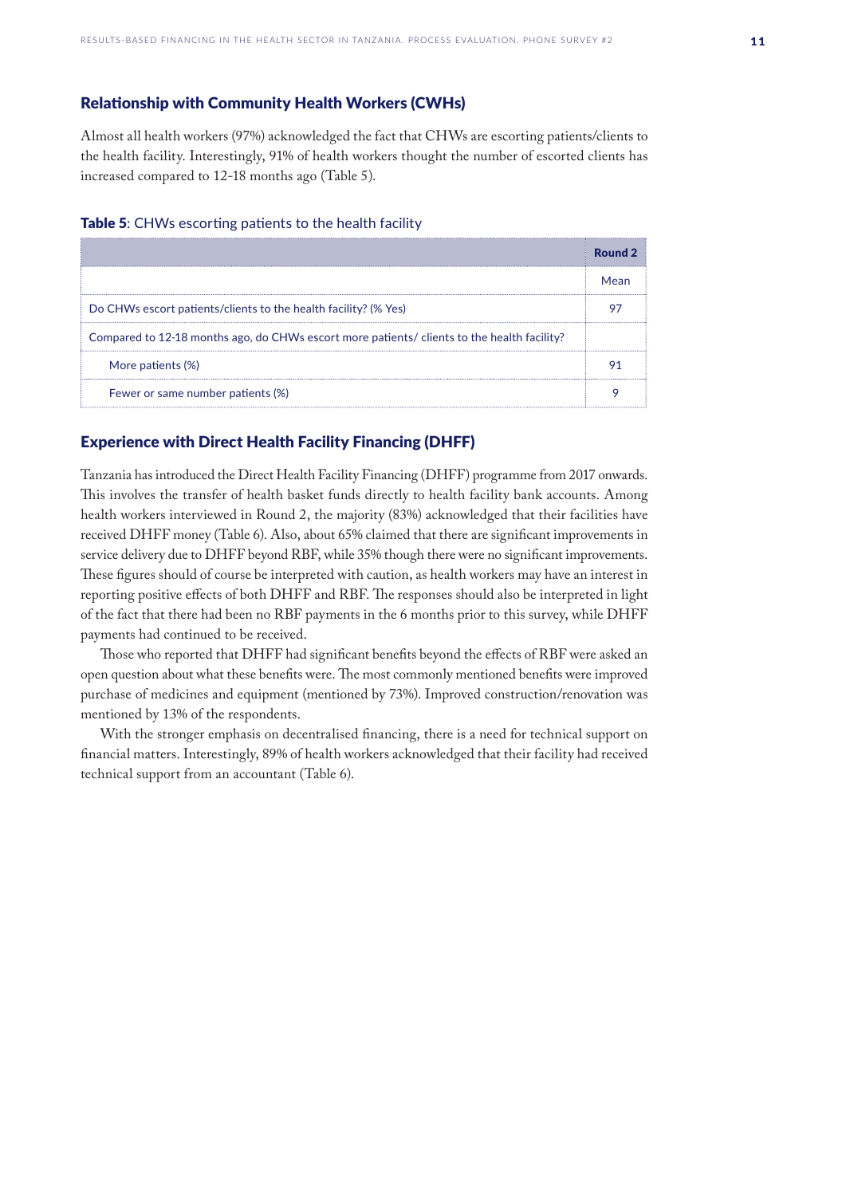## Relationship with Community Health Workers (CWHs)

Almost all health workers (97%) acknowledged the fact that CHWs are escorting patients/clients to the health facility. Interestingly, 91% of health workers thought the number of escorted clients has increased compared to 12-18 months ago (Table 5).

**Table 5**: CHWs escorting patients to the health facility

| | Round 2 |
|---|---|
| | Mean |
| Do CHWs escort patients/clients to the health facility? (% Yes) | 97 |
| Compared to 12-18 months ago, do CHWs escort more patients/ clients to the health facility? | |
| More patients (%) | 91 |
| Fewer or same number patients (%) | 9 |

## Experience with Direct Health Facility Financing (DHFF)

Tanzania has introduced the Direct Health Facility Financing (DHFF) programme from 2017 onwards. This involves the transfer of health basket funds directly to health facility bank accounts. Among health workers interviewed in Round 2, the majority (83%) acknowledged that their facilities have received DHFF money (Table 6). Also, about 65% claimed that there are significant improvements in service delivery due to DHFF beyond RBF, while 35% though there were no significant improvements. These figures should of course be interpreted with caution, as health workers may have an interest in reporting positive effects of both DHFF and RBF. The responses should also be interpreted in light of the fact that there had been no RBF payments in the 6 months prior to this survey, while DHFF payments had continued to be received.

Those who reported that DHFF had significant benefits beyond the effects of RBF were asked an open question about what these benefits were. The most commonly mentioned benefits were improved purchase of medicines and equipment (mentioned by 73%). Improved construction/renovation was mentioned by 13% of the respondents.

With the stronger emphasis on decentralised financing, there is a need for technical support on financial matters. Interestingly, 89% of health workers acknowledged that their facility had received technical support from an accountant (Table 6).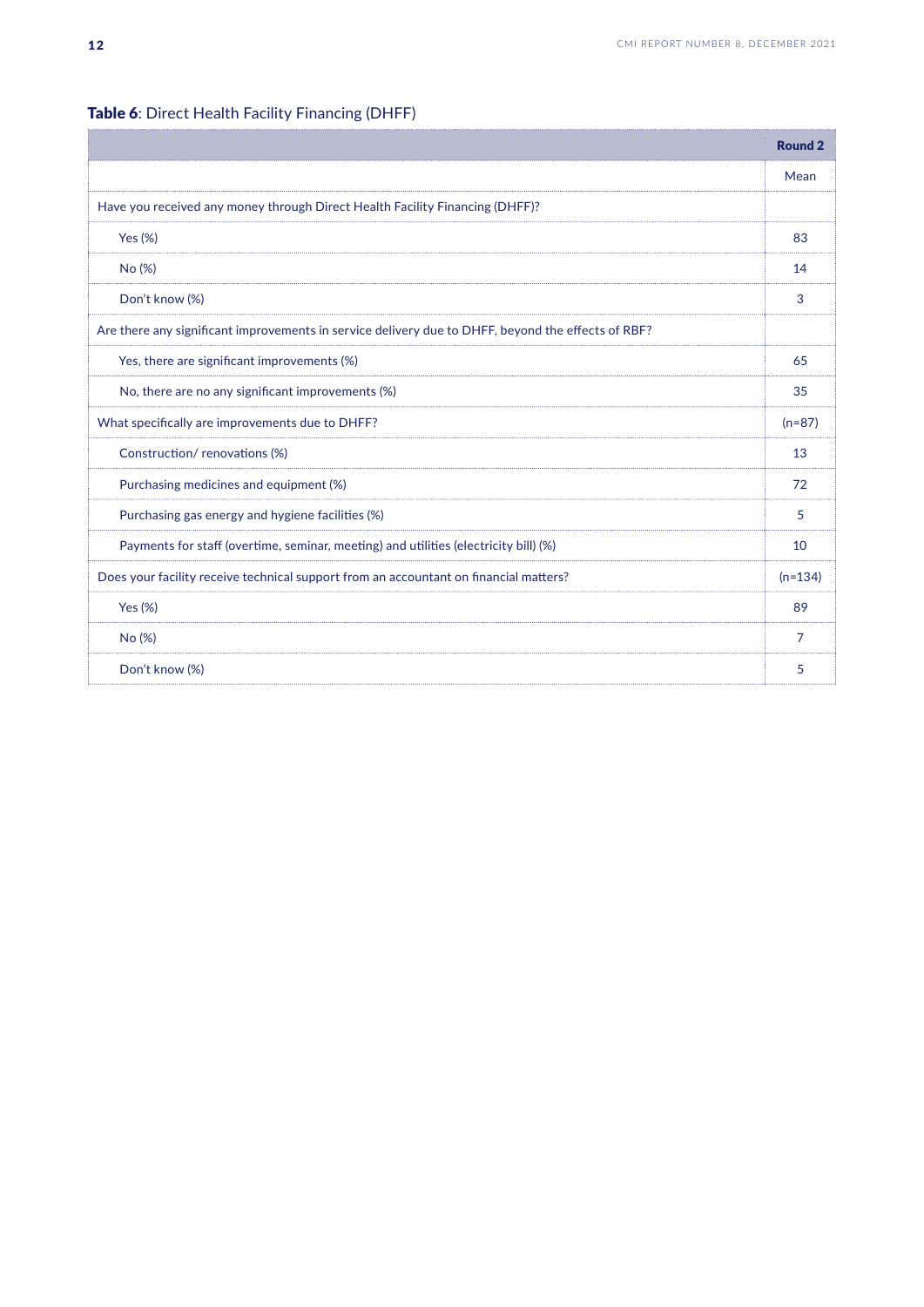**Table 6**: Direct Health Facility Financing (DHFF)

| | Round 2 |
|---|---|
| | Mean |
| Have you received any money through Direct Health Facility Financing (DHFF)? | |
| Yes (%) | 83 |
| No (%) | 14 |
| Don't know (%) | 3 |
| Are there any significant improvements in service delivery due to DHFF, beyond the effects of RBF? | |
| Yes, there are significant improvements (%) | 65 |
| No, there are no any significant improvements (%) | 35 |
| What specifically are improvements due to DHFF? | (n=87) |
| Construction/ renovations (%) | 13 |
| Purchasing medicines and equipment (%) | 72 |
| Purchasing gas energy and hygiene facilities (%) | 5 |
| Payments for staff (overtime, seminar, meeting) and utilities (electricity bill) (%) | 10 |
| Does your facility receive technical support from an accountant on financial matters? | (n=134) |
| Yes (%) | 89 |
| No (%) | 7 |
| Don't know (%) | 5 |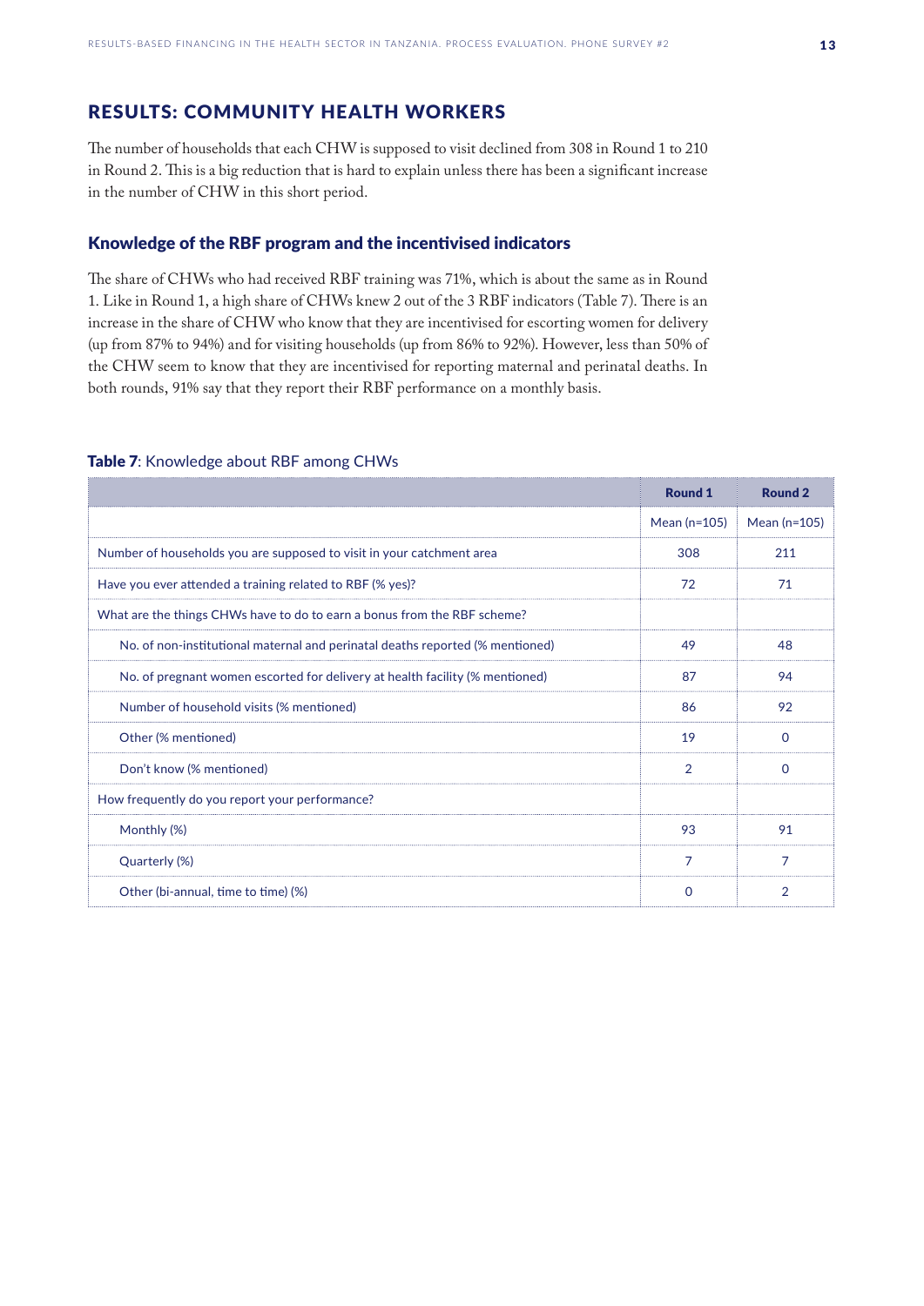## RESULTS: COMMUNITY HEALTH WORKERS

The number of households that each CHW is supposed to visit declined from 308 in Round 1 to 210 in Round 2. This is a big reduction that is hard to explain unless there has been a significant increase in the number of CHW in this short period.

### Knowledge of the RBF program and the incentivised indicators

The share of CHWs who had received RBF training was 71%, which is about the same as in Round 1. Like in Round 1, a high share of CHWs knew 2 out of the 3 RBF indicators (Table 7). There is an increase in the share of CHW who know that they are incentivised for escorting women for delivery (up from 87% to 94%) and for visiting households (up from 86% to 92%). However, less than 50% of the CHW seem to know that they are incentivised for reporting maternal and perinatal deaths. In both rounds, 91% say that they report their RBF performance on a monthly basis.

**Table 7**: Knowledge about RBF among CHWs

| | Round 1 | Round 2 |
|---|---|---|
| | Mean (n=105) | Mean (n=105) |
| Number of households you are supposed to visit in your catchment area | 308 | 211 |
| Have you ever attended a training related to RBF (% yes)? | 72 | 71 |
| What are the things CHWs have to do to earn a bonus from the RBF scheme? | | |
| No. of non-institutional maternal and perinatal deaths reported (% mentioned) | 49 | 48 |
| No. of pregnant women escorted for delivery at health facility (% mentioned) | 87 | 94 |
| Number of household visits (% mentioned) | 86 | 92 |
| Other (% mentioned) | 19 | 0 |
| Don't know (% mentioned) | 2 | 0 |
| How frequently do you report your performance? | | |
| Monthly (%) | 93 | 91 |
| Quarterly (%) | 7 | 7 |
| Other (bi-annual, time to time) (%) | 0 | 2 |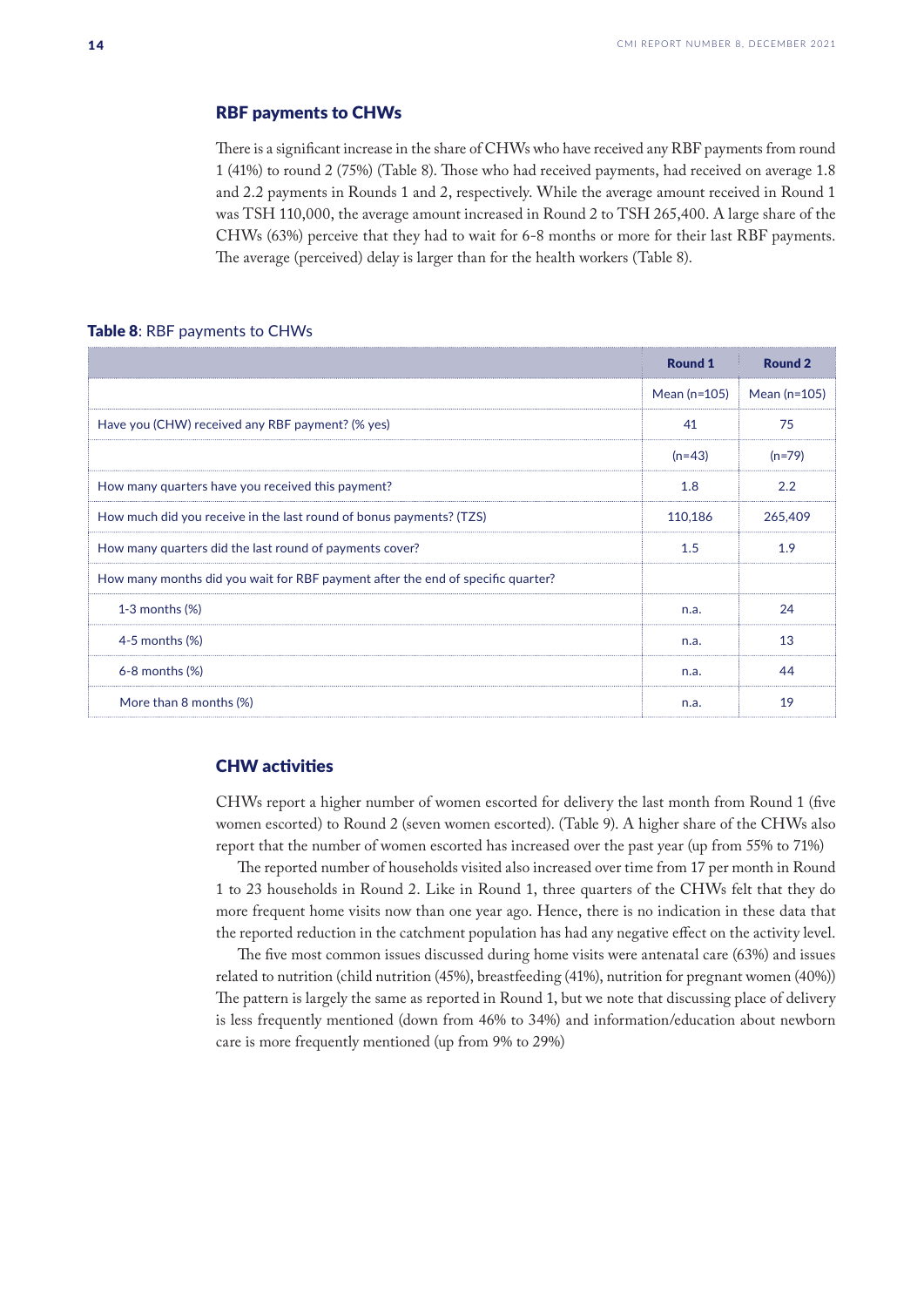## RBF payments to CHWs

There is a significant increase in the share of CHWs who have received any RBF payments from round 1 (41%) to round 2 (75%) (Table 8). Those who had received payments, had received on average 1.8 and 2.2 payments in Rounds 1 and 2, respectively. While the average amount received in Round 1 was TSH 110,000, the average amount increased in Round 2 to TSH 265,400. A large share of the CHWs (63%) perceive that they had to wait for 6-8 months or more for their last RBF payments. The average (perceived) delay is larger than for the health workers (Table 8).

**Table 8**: RBF payments to CHWs

| | Round 1 | Round 2 |
|---|---|---|
| | Mean (n=105) | Mean (n=105) |
| Have you (CHW) received any RBF payment? (% yes) | 41 | 75 |
| | (n=43) | (n=79) |
| How many quarters have you received this payment? | 1.8 | 2.2 |
| How much did you receive in the last round of bonus payments? (TZS) | 110,186 | 265,409 |
| How many quarters did the last round of payments cover? | 1.5 | 1.9 |
| How many months did you wait for RBF payment after the end of specific quarter? | | |
| 1-3 months (%) | n.a. | 24 |
| 4-5 months (%) | n.a. | 13 |
| 6-8 months (%) | n.a. | 44 |
| More than 8 months (%) | n.a. | 19 |

## CHW activities

CHWs report a higher number of women escorted for delivery the last month from Round 1 (five women escorted) to Round 2 (seven women escorted). (Table 9). A higher share of the CHWs also report that the number of women escorted has increased over the past year (up from 55% to 71%)

The reported number of households visited also increased over time from 17 per month in Round 1 to 23 households in Round 2. Like in Round 1, three quarters of the CHWs felt that they do more frequent home visits now than one year ago. Hence, there is no indication in these data that the reported reduction in the catchment population has had any negative effect on the activity level.

The five most common issues discussed during home visits were antenatal care (63%) and issues related to nutrition (child nutrition (45%), breastfeeding (41%), nutrition for pregnant women (40%)) The pattern is largely the same as reported in Round 1, but we note that discussing place of delivery is less frequently mentioned (down from 46% to 34%) and information/education about newborn care is more frequently mentioned (up from 9% to 29%)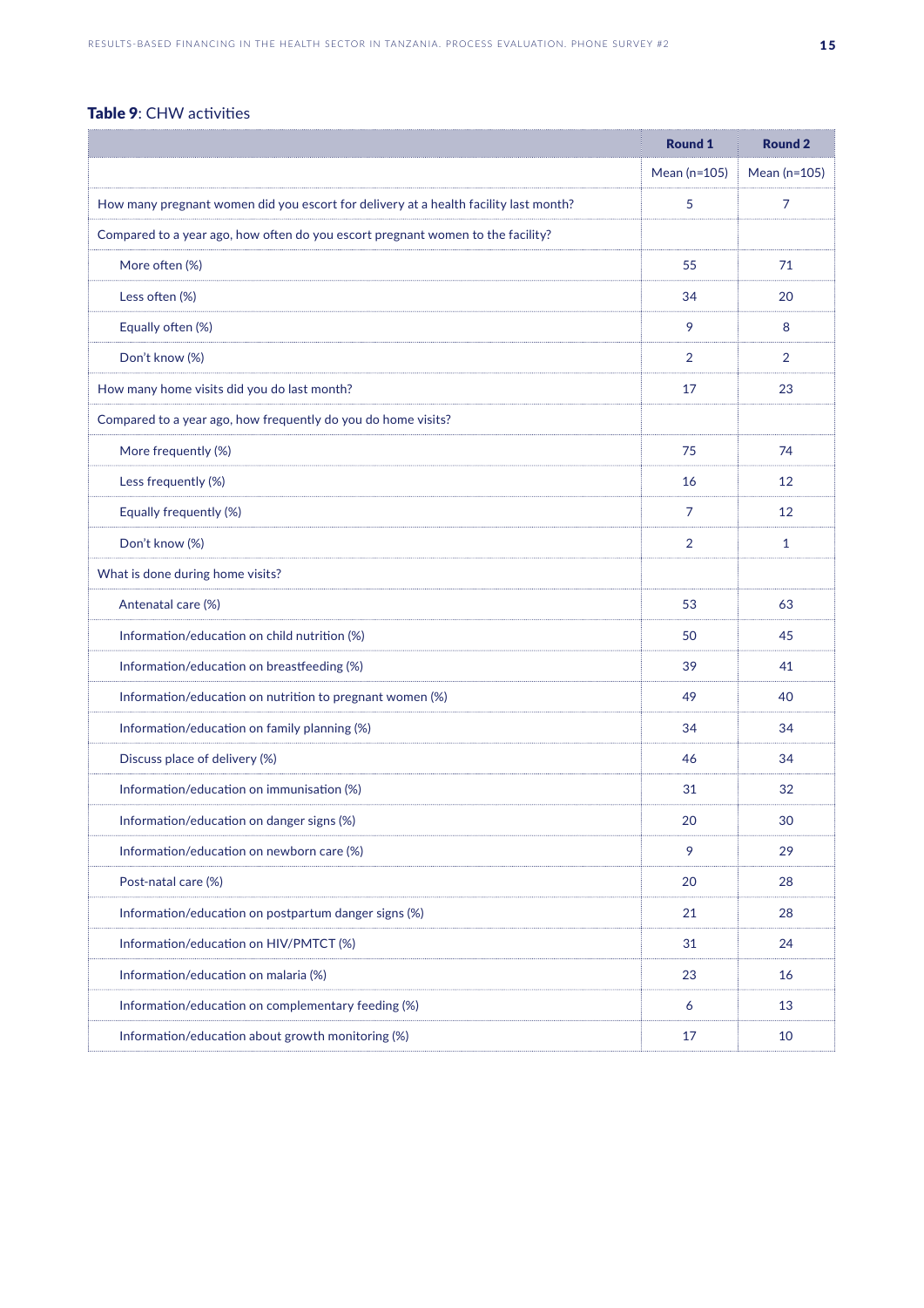**Table 9**: CHW activities

| | Round 1 | Round 2 |
|---|---|---|
| | Mean (n=105) | Mean (n=105) |
| How many pregnant women did you escort for delivery at a health facility last month? | 5 | 7 |
| Compared to a year ago, how often do you escort pregnant women to the facility? | | |
| More often (%) | 55 | 71 |
| Less often (%) | 34 | 20 |
| Equally often (%) | 9 | 8 |
| Don't know (%) | 2 | 2 |
| How many home visits did you do last month? | 17 | 23 |
| Compared to a year ago, how frequently do you do home visits? | | |
| More frequently (%) | 75 | 74 |
| Less frequently (%) | 16 | 12 |
| Equally frequently (%) | 7 | 12 |
| Don't know (%) | 2 | 1 |
| What is done during home visits? | | |
| Antenatal care (%) | 53 | 63 |
| Information/education on child nutrition (%) | 50 | 45 |
| Information/education on breastfeeding (%) | 39 | 41 |
| Information/education on nutrition to pregnant women (%) | 49 | 40 |
| Information/education on family planning (%) | 34 | 34 |
| Discuss place of delivery (%) | 46 | 34 |
| Information/education on immunisation (%) | 31 | 32 |
| Information/education on danger signs (%) | 20 | 30 |
| Information/education on newborn care (%) | 9 | 29 |
| Post-natal care (%) | 20 | 28 |
| Information/education on postpartum danger signs (%) | 21 | 28 |
| Information/education on HIV/PMTCT (%) | 31 | 24 |
| Information/education on malaria (%) | 23 | 16 |
| Information/education on complementary feeding (%) | 6 | 13 |
| Information/education about growth monitoring (%) | 17 | 10 |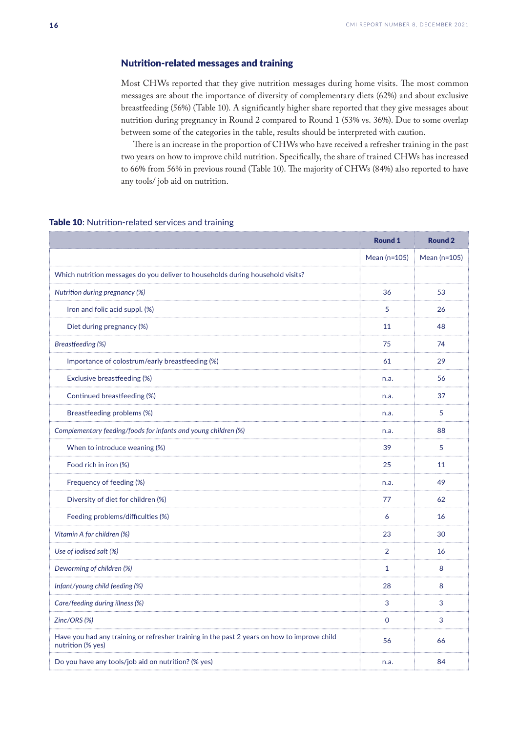## Nutrition-related messages and training

Most CHWs reported that they give nutrition messages during home visits. The most common messages are about the importance of diversity of complementary diets (62%) and about exclusive breastfeeding (56%) (Table 10). A significantly higher share reported that they give messages about nutrition during pregnancy in Round 2 compared to Round 1 (53% vs. 36%). Due to some overlap between some of the categories in the table, results should be interpreted with caution.

There is an increase in the proportion of CHWs who have received a refresher training in the past two years on how to improve child nutrition. Specifically, the share of trained CHWs has increased to 66% from 56% in previous round (Table 10). The majority of CHWs (84%) also reported to have any tools/ job aid on nutrition.

**Table 10**: Nutrition-related services and training

| | Round 1 | Round 2 |
|---|---|---|
| | Mean (n=105) | Mean (n=105) |
| Which nutrition messages do you deliver to households during household visits? | | |
| *Nutrition during pregnancy (%)* | 36 | 53 |
| Iron and folic acid suppl. (%) | 5 | 26 |
| Diet during pregnancy (%) | 11 | 48 |
| *Breastfeeding (%)* | 75 | 74 |
| Importance of colostrum/early breastfeeding (%) | 61 | 29 |
| Exclusive breastfeeding (%) | n.a. | 56 |
| Continued breastfeeding (%) | n.a. | 37 |
| Breastfeeding problems (%) | n.a. | 5 |
| *Complementary feeding/foods for infants and young children (%)* | n.a. | 88 |
| When to introduce weaning (%) | 39 | 5 |
| Food rich in iron (%) | 25 | 11 |
| Frequency of feeding (%) | n.a. | 49 |
| Diversity of diet for children (%) | 77 | 62 |
| Feeding problems/difficulties (%) | 6 | 16 |
| *Vitamin A for children (%)* | 23 | 30 |
| *Use of iodised salt (%)* | 2 | 16 |
| *Deworming of children (%)* | 1 | 8 |
| *Infant/young child feeding (%)* | 28 | 8 |
| *Care/feeding during illness (%)* | 3 | 3 |
| *Zinc/ORS (%)* | 0 | 3 |
| Have you had any training or refresher training in the past 2 years on how to improve child nutrition (% yes) | 56 | 66 |
| Do you have any tools/job aid on nutrition? (% yes) | n.a. | 84 |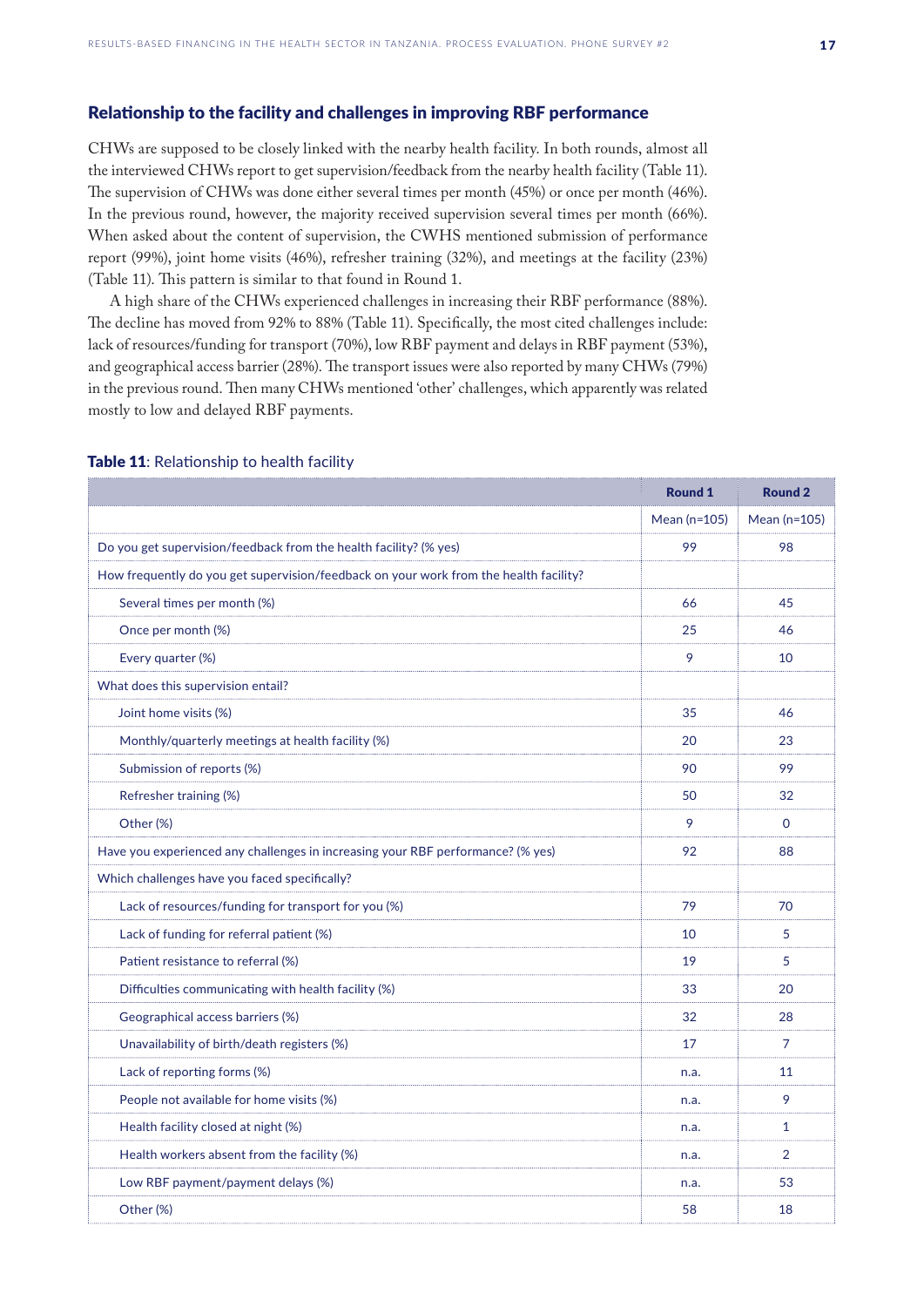## Relationship to the facility and challenges in improving RBF performance

CHWs are supposed to be closely linked with the nearby health facility. In both rounds, almost all the interviewed CHWs report to get supervision/feedback from the nearby health facility (Table 11). The supervision of CHWs was done either several times per month (45%) or once per month (46%). In the previous round, however, the majority received supervision several times per month (66%). When asked about the content of supervision, the CWHS mentioned submission of performance report (99%), joint home visits (46%), refresher training (32%), and meetings at the facility (23%) (Table 11). This pattern is similar to that found in Round 1.

A high share of the CHWs experienced challenges in increasing their RBF performance (88%). The decline has moved from 92% to 88% (Table 11). Specifically, the most cited challenges include: lack of resources/funding for transport (70%), low RBF payment and delays in RBF payment (53%), and geographical access barrier (28%). The transport issues were also reported by many CHWs (79%) in the previous round. Then many CHWs mentioned 'other' challenges, which apparently was related mostly to low and delayed RBF payments.

**Table 11**: Relationship to health facility

| | Round 1 | Round 2 |
|---|---|---|
| | Mean (n=105) | Mean (n=105) |
| Do you get supervision/feedback from the health facility? (% yes) | 99 | 98 |
| How frequently do you get supervision/feedback on your work from the health facility? | | |
| Several times per month (%) | 66 | 45 |
| Once per month (%) | 25 | 46 |
| Every quarter (%) | 9 | 10 |
| What does this supervision entail? | | |
| Joint home visits (%) | 35 | 46 |
| Monthly/quarterly meetings at health facility (%) | 20 | 23 |
| Submission of reports (%) | 90 | 99 |
| Refresher training (%) | 50 | 32 |
| Other (%) | 9 | 0 |
| Have you experienced any challenges in increasing your RBF performance? (% yes) | 92 | 88 |
| Which challenges have you faced specifically? | | |
| Lack of resources/funding for transport for you (%) | 79 | 70 |
| Lack of funding for referral patient (%) | 10 | 5 |
| Patient resistance to referral (%) | 19 | 5 |
| Difficulties communicating with health facility (%) | 33 | 20 |
| Geographical access barriers (%) | 32 | 28 |
| Unavailability of birth/death registers (%) | 17 | 7 |
| Lack of reporting forms (%) | n.a. | 11 |
| People not available for home visits (%) | n.a. | 9 |
| Health facility closed at night (%) | n.a. | 1 |
| Health workers absent from the facility (%) | n.a. | 2 |
| Low RBF payment/payment delays (%) | n.a. | 53 |
| Other (%) | 58 | 18 |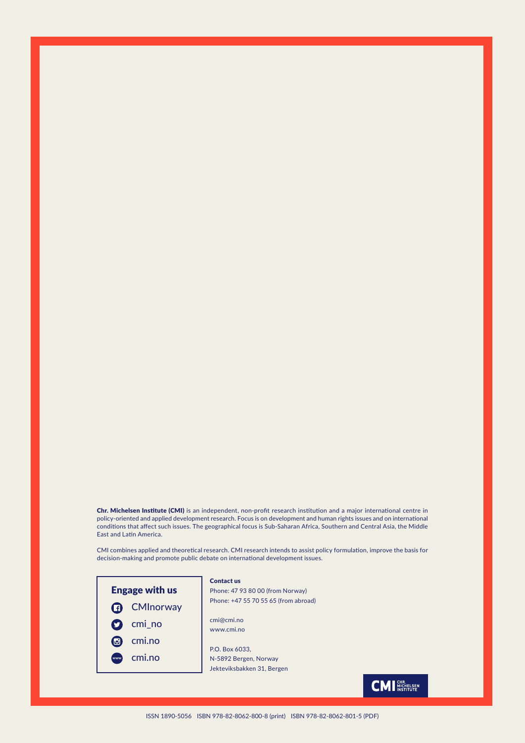**Chr. Michelsen Institute (CMI)** is an independent, non-profit research institution and a major international centre in policy-oriented and applied development research. Focus is on development and human rights issues and on international conditions that affect such issues. The geographical focus is Sub-Saharan Africa, Southern and Central Asia, the Middle East and Latin America.

CMI combines applied and theoretical research. CMI research intends to assist policy formulation, improve the basis for decision-making and promote public debate on international development issues.

## Engage with us

- CMInorway
- cmi_no
- cmi.no
- cmi.no

**Contact us**

Phone: 47 93 80 00 (from Norway)
Phone: +47 55 70 55 65 (from abroad)

cmi@cmi.no
www.cmi.no

P.O. Box 6033,
N-5892 Bergen, Norway
Jekteviksbakken 31, Bergen

CMI CHR. MICHELSEN INSTITUTE

ISSN 1890-5056 ISBN 978-82-8062-800-8 (print) ISBN 978-82-8062-801-5 (PDF)